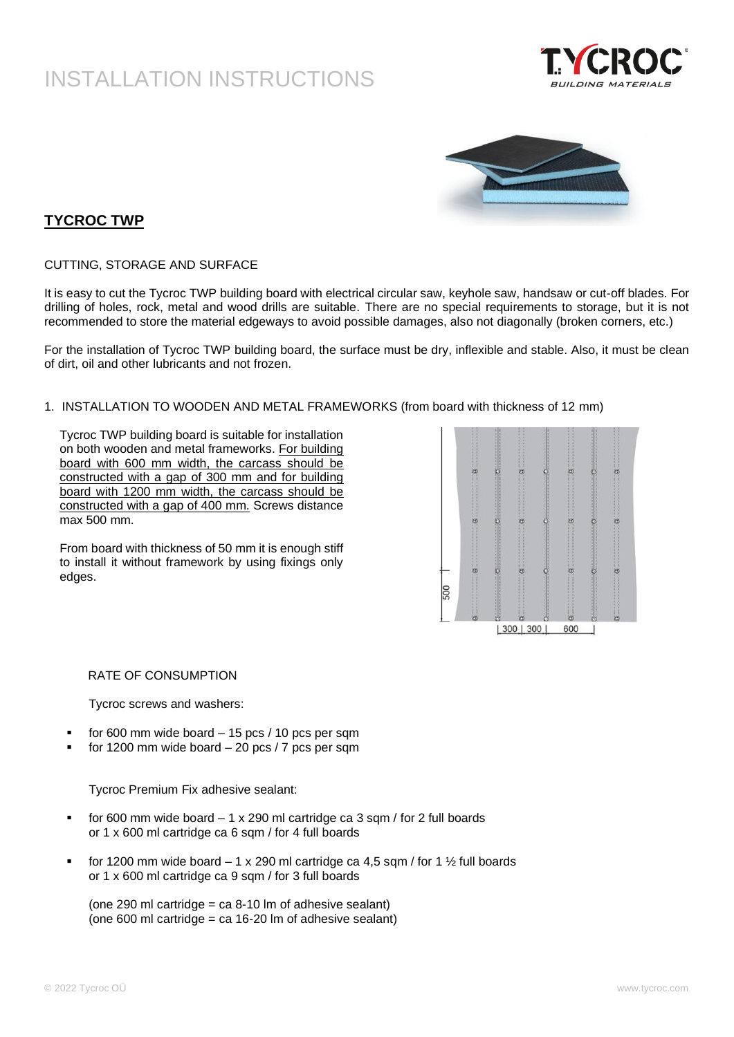# INSTALLATION INSTRUCTIONS

## TYCROC TWP

CUTTING, STORAGE AND SURFACE

It is easy to cut the Tycroc TWP building board with electrical circular saw, keyhole saw, handsaw or cut-off blades. For drilling of holes, rock, metal and wood drills are suitable. There are no special requirements to storage, but it is not recommended to store the material edgeways to avoid possible damages, also not diagonally (broken corners, etc.)

For the installation of Tycroc TWP building board, the surface must be dry, inflexible and stable. Also, it must be clean of dirt, oil and other lubricants and not frozen.

1. INSTALLATION TO WOODEN AND METAL FRAMEWORKS (from board with thickness of 12 mm)

Tycroc TWP building board is suitable for installation on both wooden and metal frameworks. For building board with 600 mm width, the carcass should be constructed with a gap of 300 mm and for building board with 1200 mm width, the carcass should be constructed with a gap of 400 mm. Screws distance max 500 mm.

From board with thickness of 50 mm it is enough stiff to install it without framework by using fixings only edges.

RATE OF CONSUMPTION

Tycroc screws and washers:

- for 600 mm wide board – 15 pcs / 10 pcs per sqm
- for 1200 mm wide board – 20 pcs / 7 pcs per sqm

Tycroc Premium Fix adhesive sealant:

- for 600 mm wide board – 1 x 290 ml cartridge ca 3 sqm / for 2 full boards or 1 x 600 ml cartridge ca 6 sqm / for 4 full boards
- for 1200 mm wide board – 1 x 290 ml cartridge ca 4,5 sqm / for 1 ½ full boards or 1 x 600 ml cartridge ca 9 sqm / for 3 full boards

(one 290 ml cartridge = ca 8-10 lm of adhesive sealant)
(one 600 ml cartridge = ca 16-20 lm of adhesive sealant)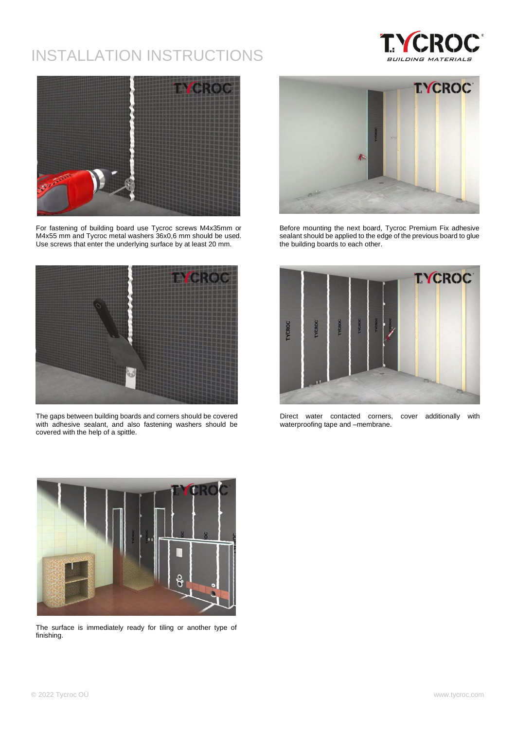# INSTALLATION INSTRUCTIONS

For fastening of building board use Tycroc screws M4x35mm or M4x55 mm and Tycroc metal washers 36x0,6 mm should be used. Use screws that enter the underlying surface by at least 20 mm.

Before mounting the next board, Tycroc Premium Fix adhesive sealant should be applied to the edge of the previous board to glue the building boards to each other.

The gaps between building boards and corners should be covered with adhesive sealant, and also fastening washers should be covered with the help of a spittle.

Direct water contacted corners, cover additionally with waterproofing tape and –membrane.

The surface is immediately ready for tiling or another type of finishing.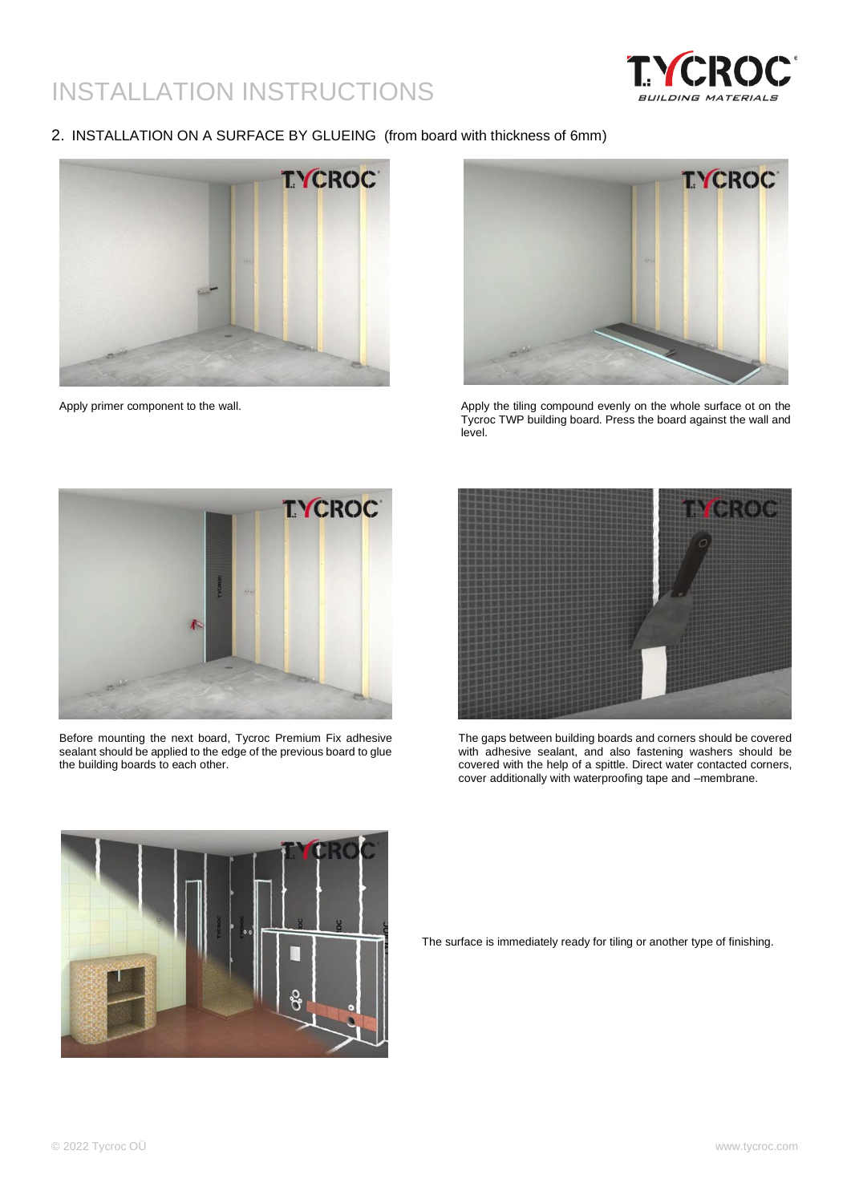# INSTALLATION INSTRUCTIONS

## 2. INSTALLATION ON A SURFACE BY GLUEING (from board with thickness of 6mm)

Apply primer component to the wall.

Apply the tiling compound evenly on the whole surface ot on the Tycroc TWP building board. Press the board against the wall and level.

Before mounting the next board, Tycroc Premium Fix adhesive sealant should be applied to the edge of the previous board to glue the building boards to each other.

The gaps between building boards and corners should be covered with adhesive sealant, and also fastening washers should be covered with the help of a spittle. Direct water contacted corners, cover additionally with waterproofing tape and –membrane.

The surface is immediately ready for tiling or another type of finishing.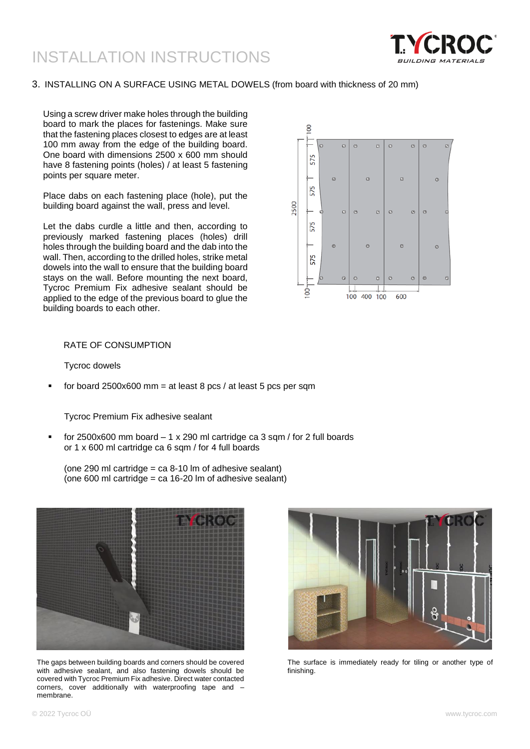# INSTALLATION INSTRUCTIONS

## 3. INSTALLING ON A SURFACE USING METAL DOWELS (from board with thickness of 20 mm)

Using a screw driver make holes through the building board to mark the places for fastenings. Make sure that the fastening places closest to edges are at least 100 mm away from the edge of the building board. One board with dimensions 2500 x 600 mm should have 8 fastening points (holes) / at least 5 fastening points per square meter.

Place dabs on each fastening place (hole), put the building board against the wall, press and level.

Let the dabs curdle a little and then, according to previously marked fastening places (holes) drill holes through the building board and the dab into the wall. Then, according to the drilled holes, strike metal dowels into the wall to ensure that the building board stays on the wall. Before mounting the next board, Tycroc Premium Fix adhesive sealant should be applied to the edge of the previous board to glue the building boards to each other.

RATE OF CONSUMPTION

Tycroc dowels

- for board 2500x600 mm = at least 8 pcs / at least 5 pcs per sqm

Tycroc Premium Fix adhesive sealant

- for 2500x600 mm board – 1 x 290 ml cartridge ca 3 sqm / for 2 full boards or 1 x 600 ml cartridge ca 6 sqm / for 4 full boards

(one 290 ml cartridge = ca 8-10 lm of adhesive sealant)
(one 600 ml cartridge = ca 16-20 lm of adhesive sealant)

The gaps between building boards and corners should be covered with adhesive sealant, and also fastening dowels should be covered with Tycroc Premium Fix adhesive. Direct water contacted corners, cover additionally with waterproofing tape and – membrane.

The surface is immediately ready for tiling or another type of finishing.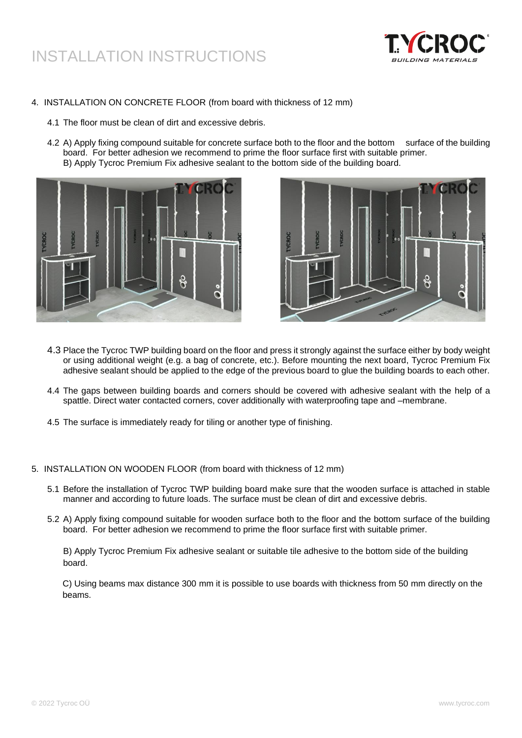# INSTALLATION INSTRUCTIONS

4. INSTALLATION ON CONCRETE FLOOR (from board with thickness of 12 mm)

   4.1 The floor must be clean of dirt and excessive debris.

   4.2 A) Apply fixing compound suitable for concrete surface both to the floor and the bottom surface of the building board. For better adhesion we recommend to prime the floor surface first with suitable primer.
   B) Apply Tycroc Premium Fix adhesive sealant to the bottom side of the building board.

   4.3 Place the Tycroc TWP building board on the floor and press it strongly against the surface either by body weight or using additional weight (e.g. a bag of concrete, etc.). Before mounting the next board, Tycroc Premium Fix adhesive sealant should be applied to the edge of the previous board to glue the building boards to each other.

   4.4 The gaps between building boards and corners should be covered with adhesive sealant with the help of a spattle. Direct water contacted corners, cover additionally with waterproofing tape and –membrane.

   4.5 The surface is immediately ready for tiling or another type of finishing.

5. INSTALLATION ON WOODEN FLOOR (from board with thickness of 12 mm)

   5.1 Before the installation of Tycroc TWP building board make sure that the wooden surface is attached in stable manner and according to future loads. The surface must be clean of dirt and excessive debris.

   5.2 A) Apply fixing compound suitable for wooden surface both to the floor and the bottom surface of the building board. For better adhesion we recommend to prime the floor surface first with suitable primer.

   B) Apply Tycroc Premium Fix adhesive sealant or suitable tile adhesive to the bottom side of the building board.

   C) Using beams max distance 300 mm it is possible to use boards with thickness from 50 mm directly on the beams.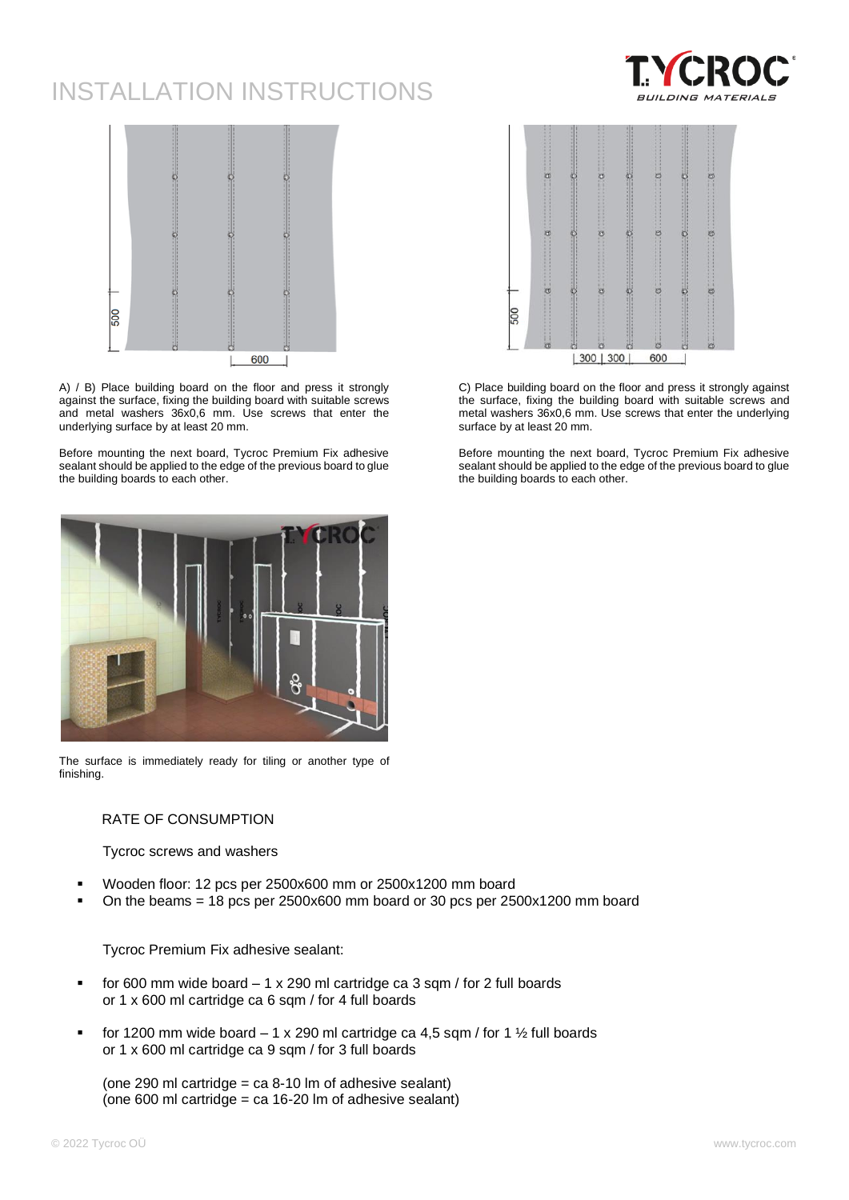# INSTALLATION INSTRUCTIONS

A) / B) Place building board on the floor and press it strongly against the surface, fixing the building board with suitable screws and metal washers 36x0,6 mm. Use screws that enter the underlying surface by at least 20 mm.

Before mounting the next board, Tycroc Premium Fix adhesive sealant should be applied to the edge of the previous board to glue the building boards to each other.

C) Place building board on the floor and press it strongly against the surface, fixing the building board with suitable screws and metal washers 36x0,6 mm. Use screws that enter the underlying surface by at least 20 mm.

Before mounting the next board, Tycroc Premium Fix adhesive sealant should be applied to the edge of the previous board to glue the building boards to each other.

The surface is immediately ready for tiling or another type of finishing.

RATE OF CONSUMPTION

Tycroc screws and washers

- Wooden floor: 12 pcs per 2500x600 mm or 2500x1200 mm board
- On the beams = 18 pcs per 2500x600 mm board or 30 pcs per 2500x1200 mm board

Tycroc Premium Fix adhesive sealant:

- for 600 mm wide board – 1 x 290 ml cartridge ca 3 sqm / for 2 full boards
  or 1 x 600 ml cartridge ca 6 sqm / for 4 full boards
- for 1200 mm wide board – 1 x 290 ml cartridge ca 4,5 sqm / for 1 ½ full boards
  or 1 x 600 ml cartridge ca 9 sqm / for 3 full boards

(one 290 ml cartridge = ca 8-10 lm of adhesive sealant)
(one 600 ml cartridge = ca 16-20 lm of adhesive sealant)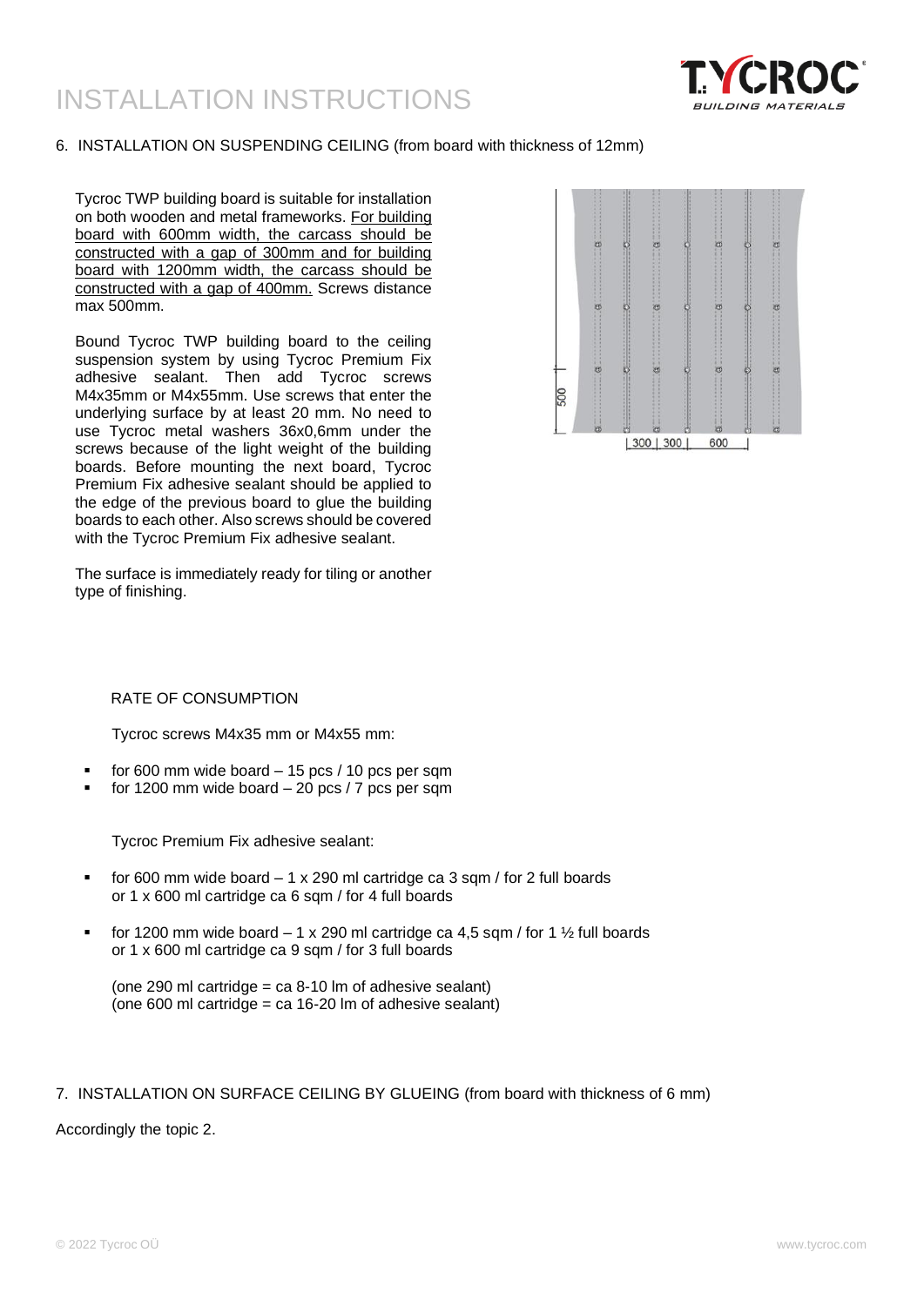# INSTALLATION INSTRUCTIONS

## 6. INSTALLATION ON SUSPENDING CEILING (from board with thickness of 12mm)

Tycroc TWP building board is suitable for installation on both wooden and metal frameworks. For building board with 600mm width, the carcass should be constructed with a gap of 300mm and for building board with 1200mm width, the carcass should be constructed with a gap of 400mm. Screws distance max 500mm.

Bound Tycroc TWP building board to the ceiling suspension system by using Tycroc Premium Fix adhesive sealant. Then add Tycroc screws M4x35mm or M4x55mm. Use screws that enter the underlying surface by at least 20 mm. No need to use Tycroc metal washers 36x0,6mm under the screws because of the light weight of the building boards. Before mounting the next board, Tycroc Premium Fix adhesive sealant should be applied to the edge of the previous board to glue the building boards to each other. Also screws should be covered with the Tycroc Premium Fix adhesive sealant.

The surface is immediately ready for tiling or another type of finishing.

RATE OF CONSUMPTION

Tycroc screws M4x35 mm or M4x55 mm:

- for 600 mm wide board – 15 pcs / 10 pcs per sqm
- for 1200 mm wide board – 20 pcs / 7 pcs per sqm

Tycroc Premium Fix adhesive sealant:

- for 600 mm wide board – 1 x 290 ml cartridge ca 3 sqm / for 2 full boards
  or 1 x 600 ml cartridge ca 6 sqm / for 4 full boards
- for 1200 mm wide board – 1 x 290 ml cartridge ca 4,5 sqm / for 1 ½ full boards
  or 1 x 600 ml cartridge ca 9 sqm / for 3 full boards

(one 290 ml cartridge = ca 8-10 lm of adhesive sealant)
(one 600 ml cartridge = ca 16-20 lm of adhesive sealant)

## 7. INSTALLATION ON SURFACE CEILING BY GLUEING (from board with thickness of 6 mm)

Accordingly the topic 2.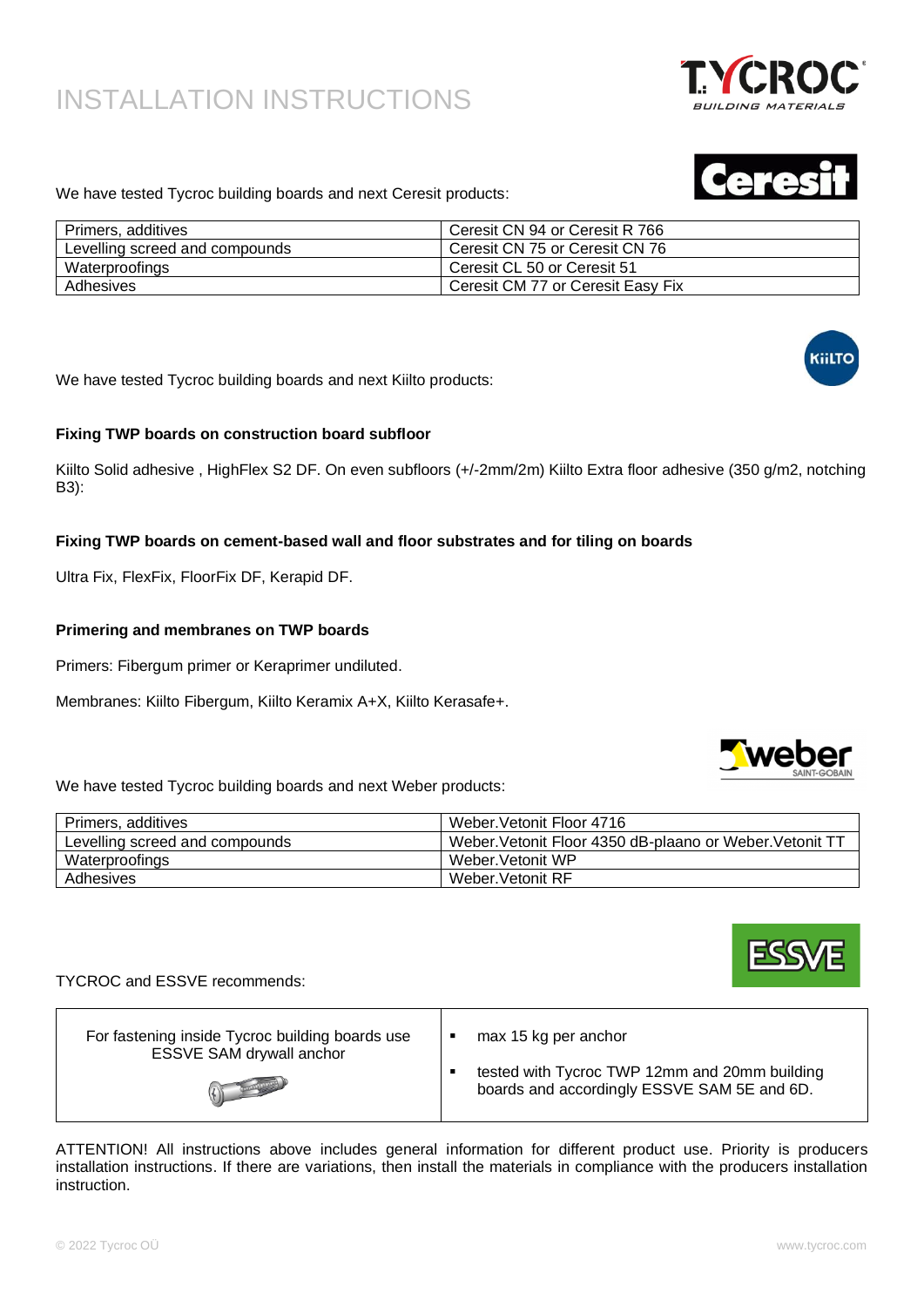# INSTALLATION INSTRUCTIONS

We have tested Tycroc building boards and next Ceresit products:

| | |
|---|---|
| Primers, additives | Ceresit CN 94 or Ceresit R 766 |
| Levelling screed and compounds | Ceresit CN 75 or Ceresit CN 76 |
| Waterproofings | Ceresit CL 50 or Ceresit 51 |
| Adhesives | Ceresit CM 77 or Ceresit Easy Fix |

We have tested Tycroc building boards and next Kiilto products:

**Fixing TWP boards on construction board subfloor**

Kiilto Solid adhesive , HighFlex S2 DF. On even subfloors (+/-2mm/2m) Kiilto Extra floor adhesive (350 g/m2, notching B3):

**Fixing TWP boards on cement-based wall and floor substrates and for tiling on boards**

Ultra Fix, FlexFix, FloorFix DF, Kerapid DF.

**Primering and membranes on TWP boards**

Primers: Fibergum primer or Keraprimer undiluted.

Membranes: Kiilto Fibergum, Kiilto Keramix A+X, Kiilto Kerasafe+.

We have tested Tycroc building boards and next Weber products:

| | |
|---|---|
| Primers, additives | Weber.Vetonit Floor 4716 |
| Levelling screed and compounds | Weber.Vetonit Floor 4350 dB-plaano or Weber.Vetonit TT |
| Waterproofings | Weber.Vetonit WP |
| Adhesives | Weber.Vetonit RF |

TYCROC and ESSVE recommends:

| | |
|---|---|
| For fastening inside Tycroc building boards use ESSVE SAM drywall anchor | - max 15 kg per anchor<br>- tested with Tycroc TWP 12mm and 20mm building boards and accordingly ESSVE SAM 5E and 6D. |

ATTENTION! All instructions above includes general information for different product use. Priority is producers installation instructions. If there are variations, then install the materials in compliance with the producers installation instruction.